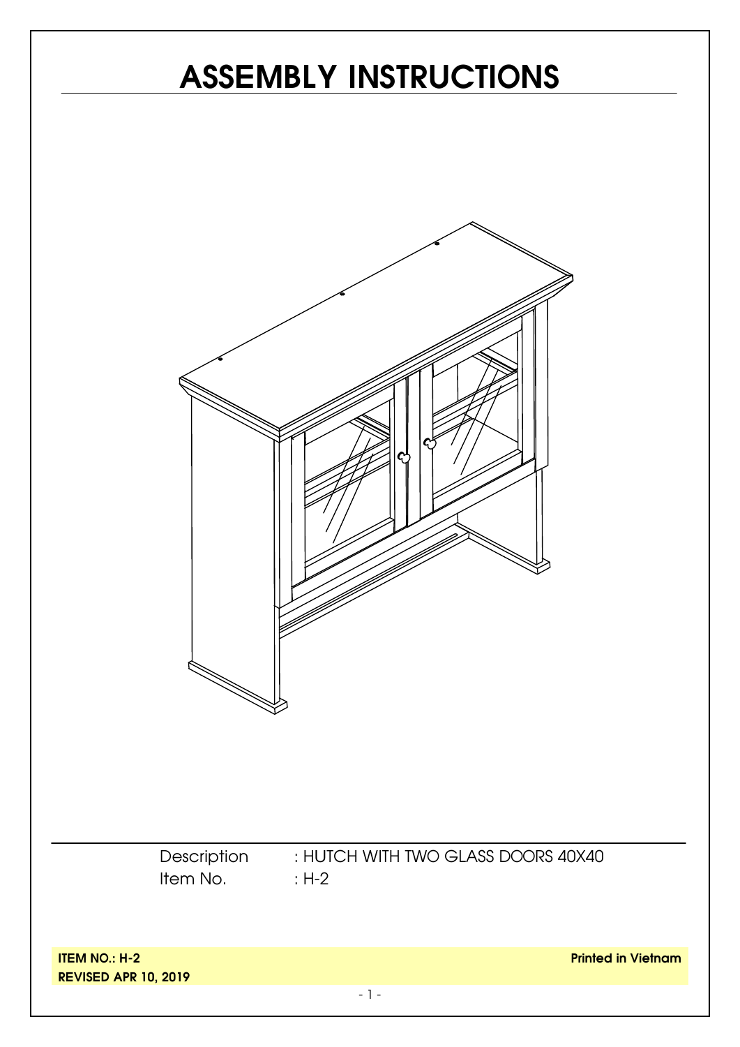# ASSEMBLY INSTRUCTIONS

Description : HUTCH WITH TWO GLASS DOORS 40X40

Item No. : H-2

**ITEM NO.: H-2**

**REVISED APR 10, 2019**

**Printed in Vietnam**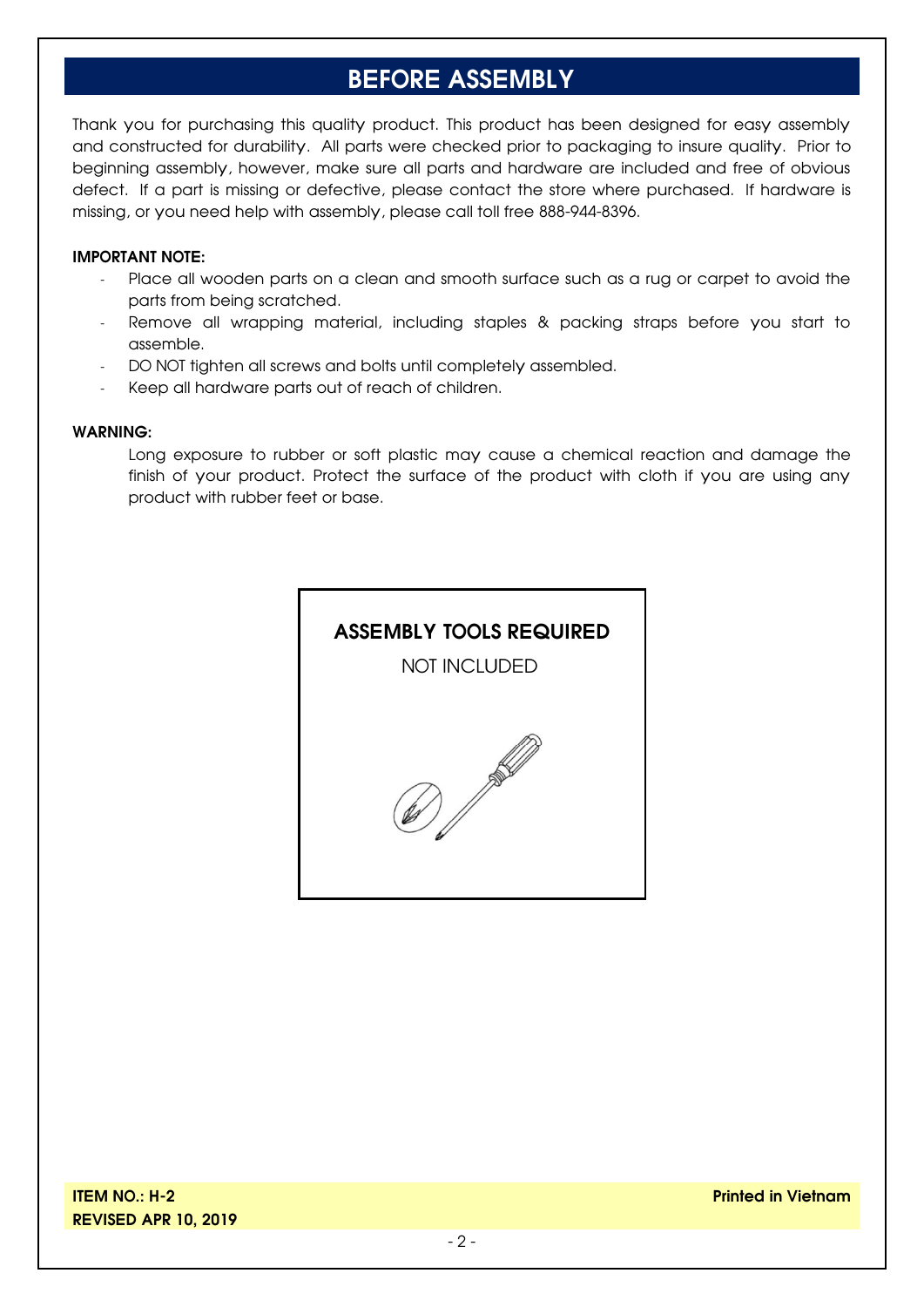# BEFORE ASSEMBLY

Thank you for purchasing this quality product. This product has been designed for easy assembly and constructed for durability. All parts were checked prior to packaging to insure quality. Prior to beginning assembly, however, make sure all parts and hardware are included and free of obvious defect. If a part is missing or defective, please contact the store where purchased. If hardware is missing, or you need help with assembly, please call toll free 888-944-8396.

**IMPORTANT NOTE:**

- Place all wooden parts on a clean and smooth surface such as a rug or carpet to avoid the parts from being scratched.
- Remove all wrapping material, including staples & packing straps before you start to assemble.
- DO NOT tighten all screws and bolts until completely assembled.
- Keep all hardware parts out of reach of children.

**WARNING:**

Long exposure to rubber or soft plastic may cause a chemical reaction and damage the finish of your product. Protect the surface of the product with cloth if you are using any product with rubber feet or base.

**ASSEMBLY TOOLS REQUIRED**

NOT INCLUDED

**ITEM NO.: H-2**
**REVISED APR 10, 2019**

**Printed in Vietnam**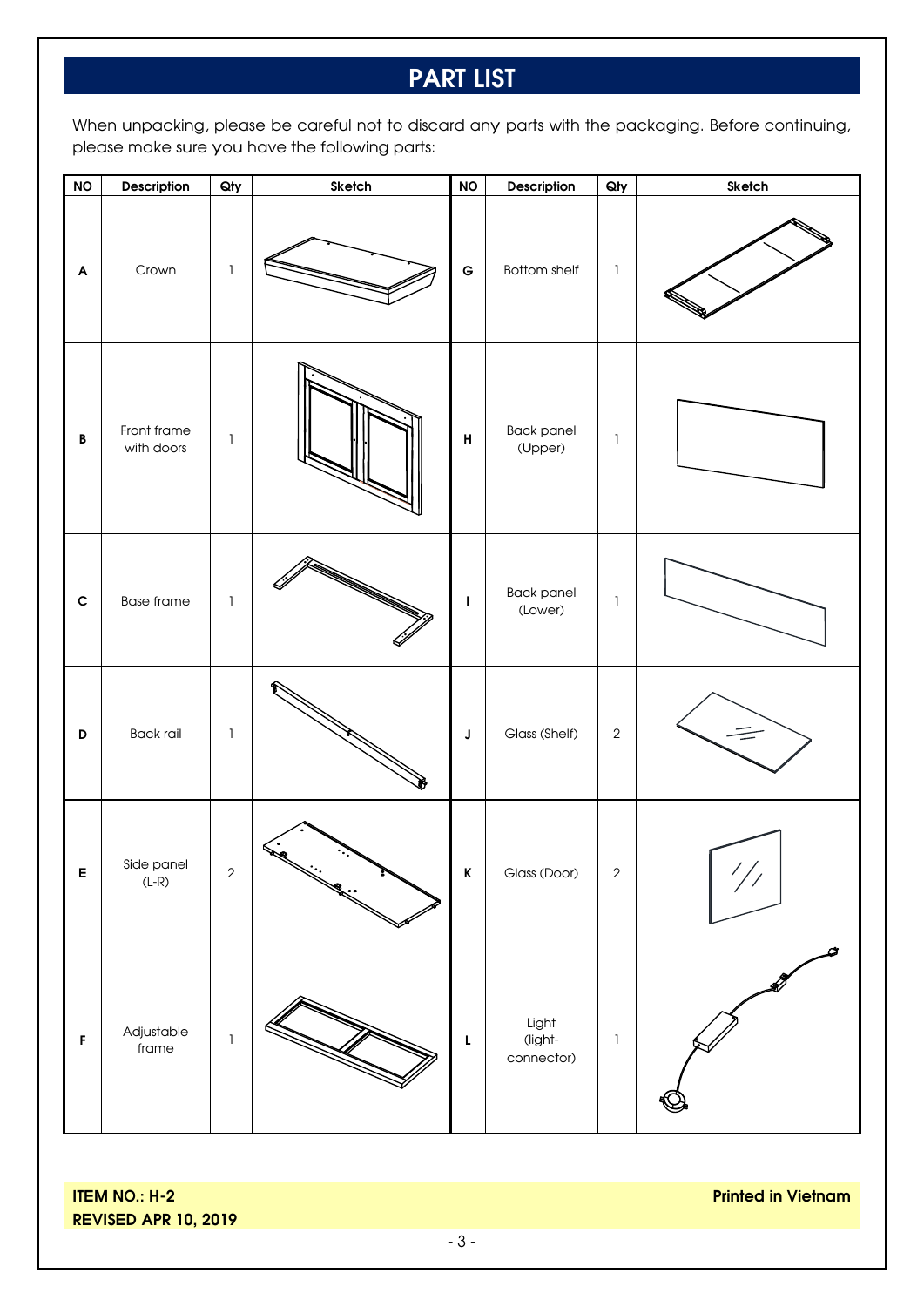# PART LIST

When unpacking, please be careful not to discard any parts with the packaging. Before continuing, please make sure you have the following parts:

| NO | Description | Qty | Sketch | NO | Description | Qty | Sketch |
|---|---|---|---|---|---|---|---|
| A | Crown | 1 | | G | Bottom shelf | 1 | |
| B | Front frame with doors | 1 | | H | Back panel (Upper) | 1 | |
| C | Base frame | 1 | | I | Back panel (Lower) | 1 | |
| D | Back rail | 1 | | J | Glass (Shelf) | 2 | |
| E | Side panel (L-R) | 2 | | K | Glass (Door) | 2 | |
| F | Adjustable frame | 1 | | L | Light (light-connector) | 1 | |

**ITEM NO.: H-2**
**REVISED APR 10, 2019**

**Printed in Vietnam**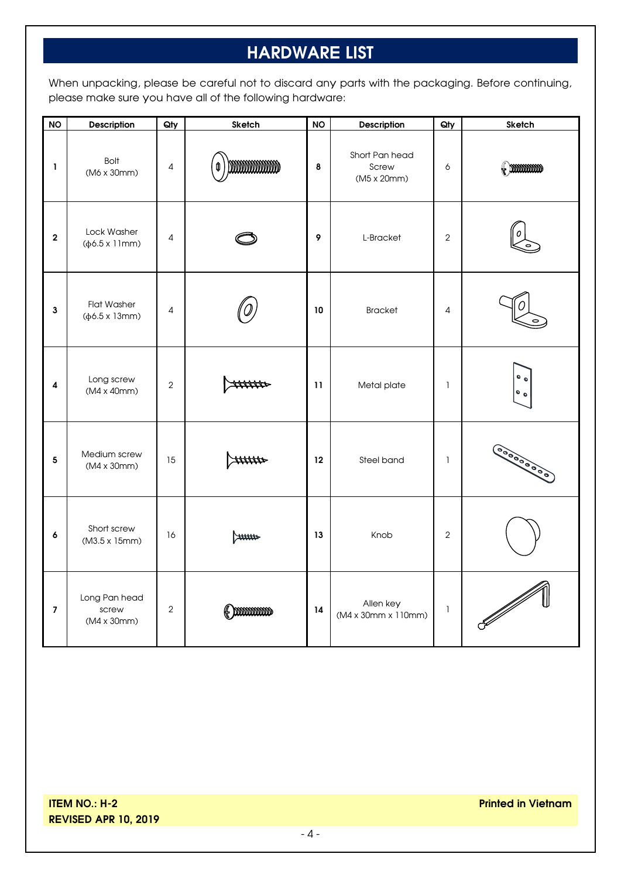# HARDWARE LIST

When unpacking, please be careful not to discard any parts with the packaging. Before continuing, please make sure you have all of the following hardware:

| NO | Description | Qty | Sketch | NO | Description | Qty | Sketch |
|---|---|---|---|---|---|---|---|
| 1 | Bolt (M6 x 30mm) | 4 | | 8 | Short Pan head Screw (M5 x 20mm) | 6 | |
| 2 | Lock Washer (ϕ6.5 x 11mm) | 4 | | 9 | L-Bracket | 2 | |
| 3 | Flat Washer (ϕ6.5 x 13mm) | 4 | | 10 | Bracket | 4 | |
| 4 | Long screw (M4 x 40mm) | 2 | | 11 | Metal plate | 1 | |
| 5 | Medium screw (M4 x 30mm) | 15 | | 12 | Steel band | 1 | |
| 6 | Short screw (M3.5 x 15mm) | 16 | | 13 | Knob | 2 | |
| 7 | Long Pan head screw (M4 x 30mm) | 2 | | 14 | Allen key (M4 x 30mm x 110mm) | 1 | |

**ITEM NO.: H-2**
**REVISED APR 10, 2019**

**Printed in Vietnam**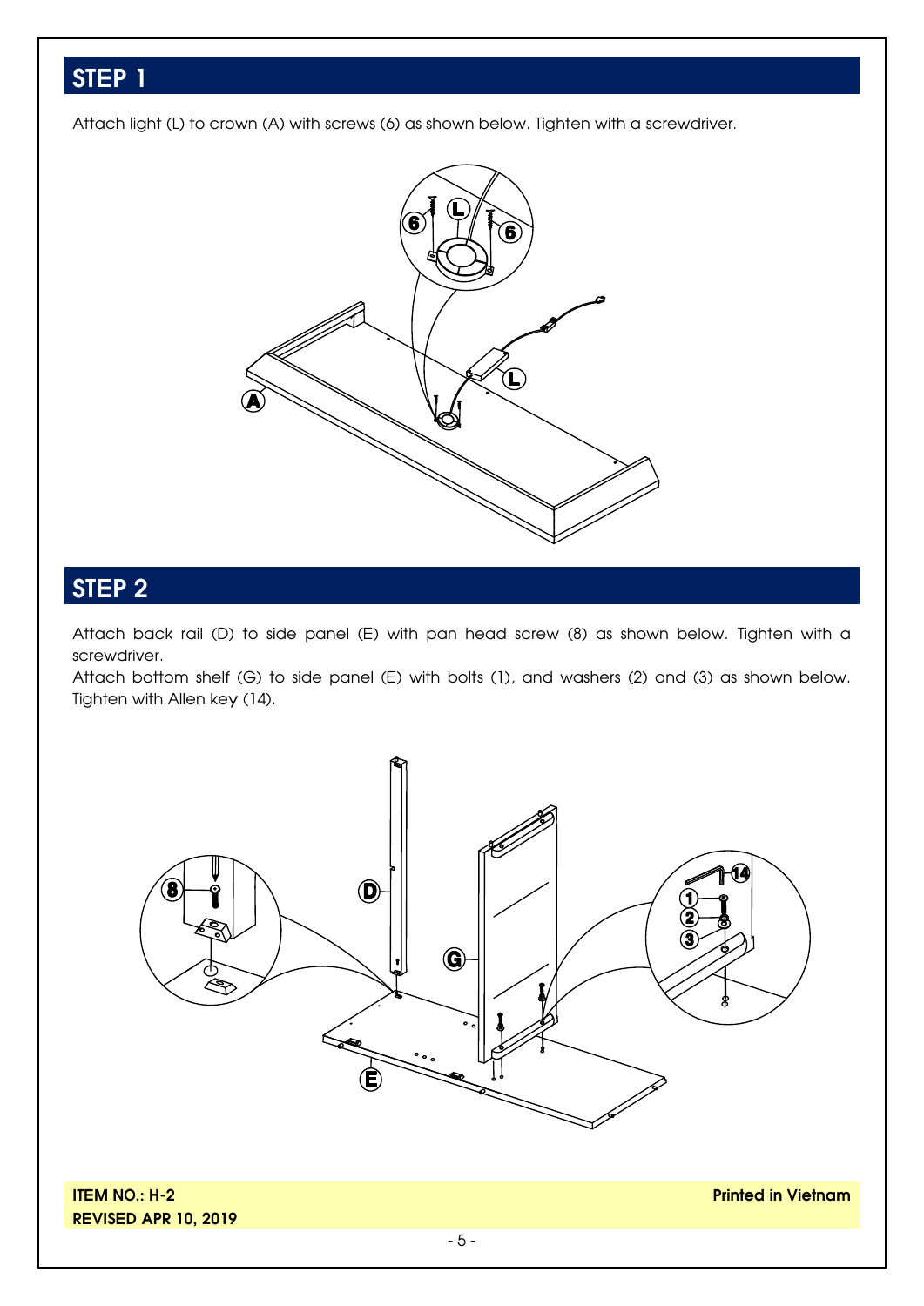## STEP 1

Attach light (L) to crown (A) with screws (6) as shown below. Tighten with a screwdriver.

## STEP 2

Attach back rail (D) to side panel (E) with pan head screw (8) as shown below. Tighten with a screwdriver.

Attach bottom shelf (G) to side panel (E) with bolts (1), and washers (2) and (3) as shown below. Tighten with Allen key (14).

**ITEM NO.: H-2**
**REVISED APR 10, 2019**

**Printed in Vietnam**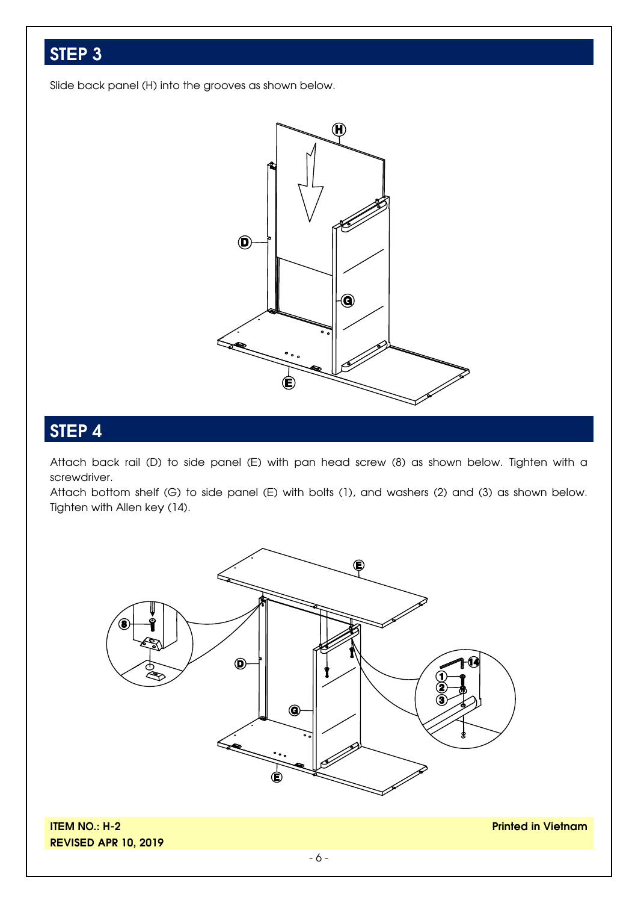## STEP 3

Slide back panel (H) into the grooves as shown below.

## STEP 4

Attach back rail (D) to side panel (E) with pan head screw (8) as shown below. Tighten with a screwdriver.

Attach bottom shelf (G) to side panel (E) with bolts (1), and washers (2) and (3) as shown below. Tighten with Allen key (14).

**ITEM NO.: H-2**
**REVISED APR 10, 2019**

**Printed in Vietnam**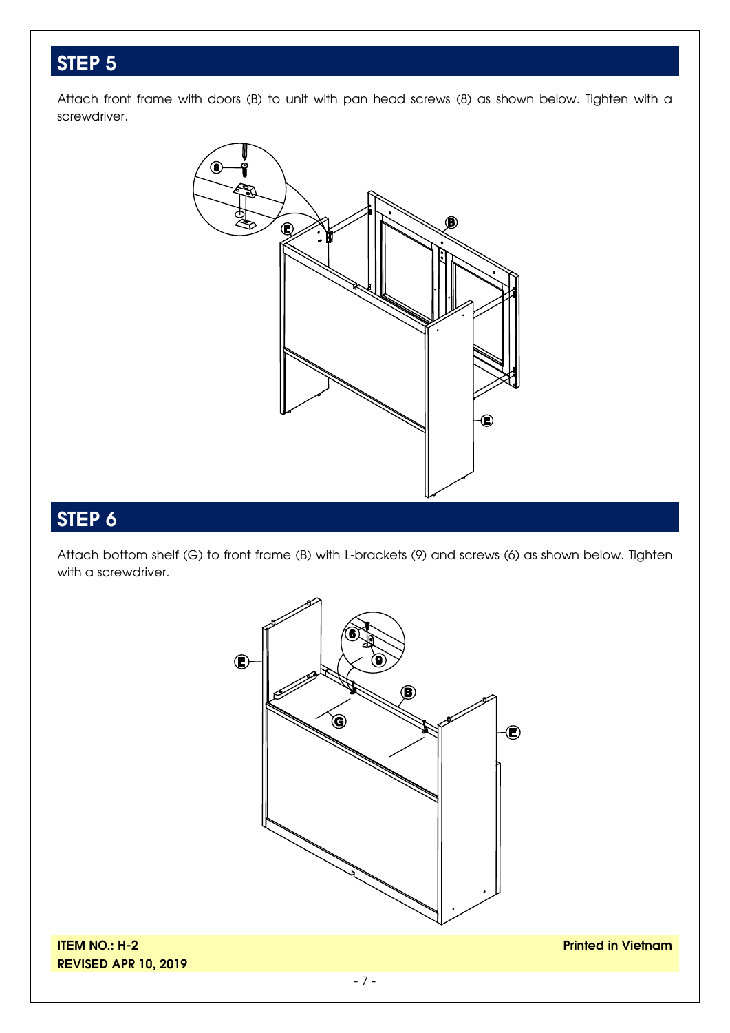## STEP 5

Attach front frame with doors (B) to unit with pan head screws (8) as shown below. Tighten with a screwdriver.

## STEP 6

Attach bottom shelf (G) to front frame (B) with L-brackets (9) and screws (6) as shown below. Tighten with a screwdriver.

**ITEM NO.: H-2**
**REVISED APR 10, 2019**

**Printed in Vietnam**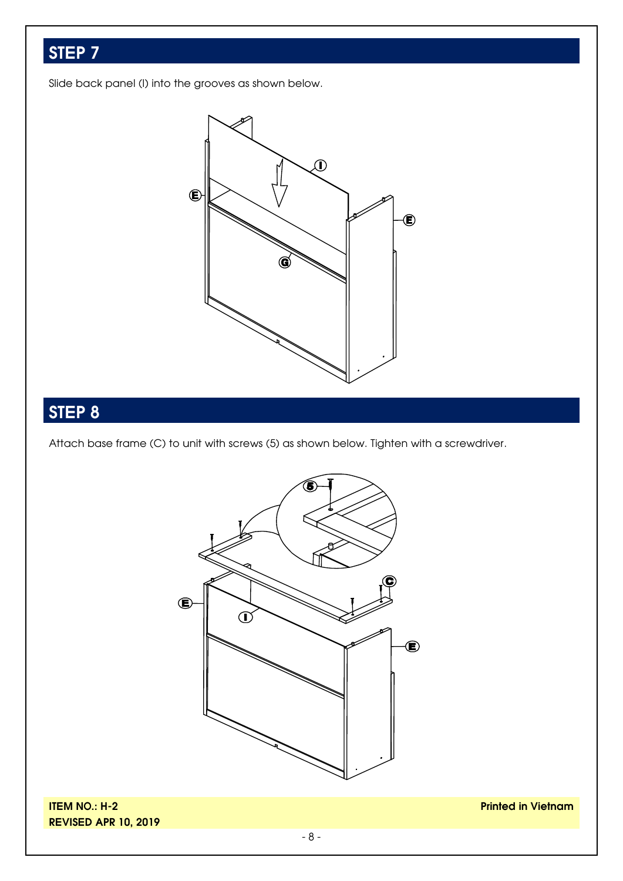## STEP 7

Slide back panel (I) into the grooves as shown below.

## STEP 8

Attach base frame (C) to unit with screws (5) as shown below. Tighten with a screwdriver.

**ITEM NO.: H-2**
**REVISED APR 10, 2019**

**Printed in Vietnam**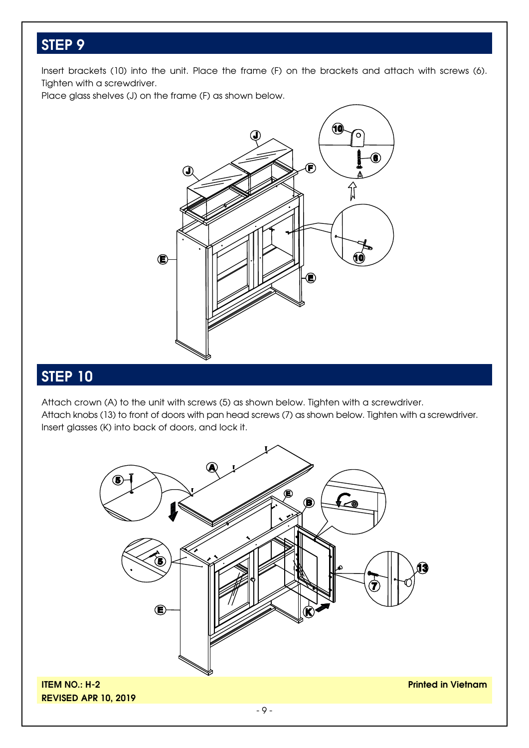## STEP 9

Insert brackets (10) into the unit. Place the frame (F) on the brackets and attach with screws (6). Tighten with a screwdriver.
Place glass shelves (J) on the frame (F) as shown below.

## STEP 10

Attach crown (A) to the unit with screws (5) as shown below. Tighten with a screwdriver.
Attach knobs (13) to front of doors with pan head screws (7) as shown below. Tighten with a screwdriver.
Insert glasses (K) into back of doors, and lock it.

**ITEM NO.: H-2**
**REVISED APR 10, 2019**

**Printed in Vietnam**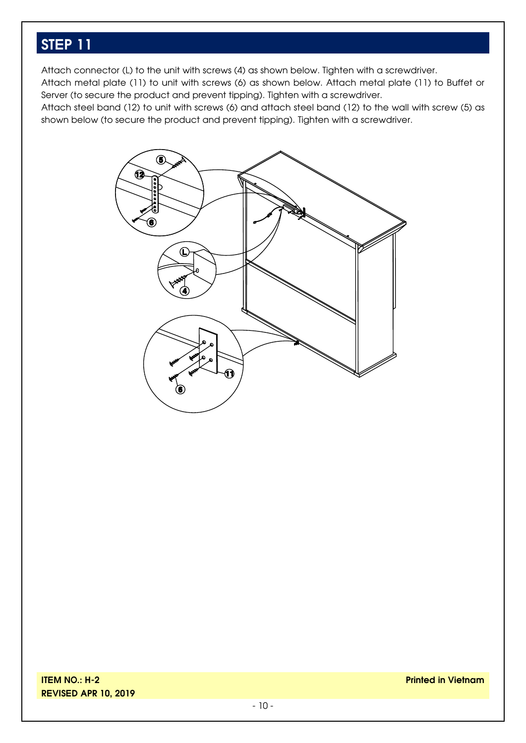## STEP 11

Attach connector (L) to the unit with screws (4) as shown below. Tighten with a screwdriver.
Attach metal plate (11) to unit with screws (6) as shown below. Attach metal plate (11) to Buffet or Server (to secure the product and prevent tipping). Tighten with a screwdriver.
Attach steel band (12) to unit with screws (6) and attach steel band (12) to the wall with screw (5) as shown below (to secure the product and prevent tipping). Tighten with a screwdriver.

5
12
6
L
4
11
6

**ITEM NO.: H-2**
**REVISED APR 10, 2019**

**Printed in Vietnam**